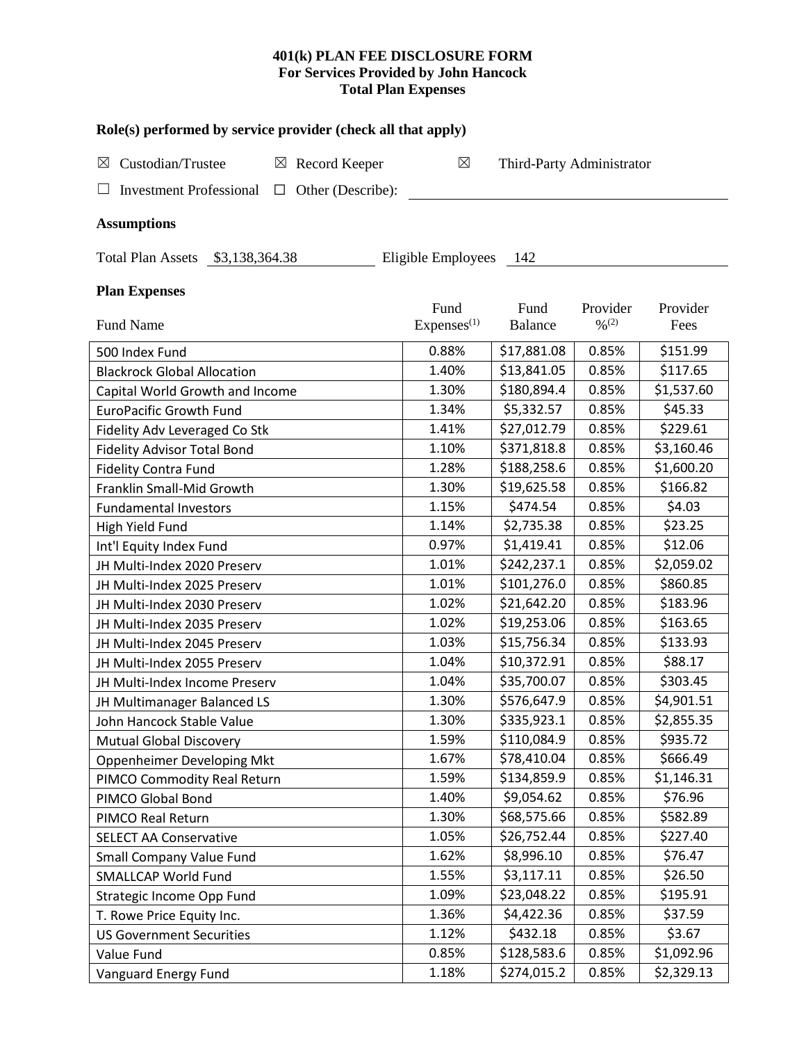# 401(k) PLAN FEE DISCLOSURE FORM
## For Services Provided by John Hancock
## Total Plan Expenses

### Role(s) performed by service provider (check all that apply)

☒ Custodian/Trustee ☒ Record Keeper ☒ Third-Party Administrator

☐ Investment Professional ☐ Other (Describe): \_\_\_\_\_\_\_\_\_\_\_\_\_\_\_\_

### Assumptions

Total Plan Assets $3,138,364.38 Eligible Employees 142

### Plan Expenses

| Fund Name | Fund Expenses[(1)] | Fund Balance | Provider %[(2)] | Provider Fees |
|---|---|---|---|---|
| 500 Index Fund | 0.88% | $17,881.08 | 0.85% | $151.99 |
| Blackrock Global Allocation | 1.40% | $13,841.05 | 0.85% | $117.65 |
| Capital World Growth and Income | 1.30% | $180,894.4 | 0.85% | $1,537.60 |
| EuroPacific Growth Fund | 1.34% | $5,332.57 | 0.85% | $45.33 |
| Fidelity Adv Leveraged Co Stk | 1.41% | $27,012.79 | 0.85% | $229.61 |
| Fidelity Advisor Total Bond | 1.10% | $371,818.8 | 0.85% | $3,160.46 |
| Fidelity Contra Fund | 1.28% | $188,258.6 | 0.85% | $1,600.20 |
| Franklin Small-Mid Growth | 1.30% | $19,625.58 | 0.85% | $166.82 |
| Fundamental Investors | 1.15% | $474.54 | 0.85% | $4.03 |
| High Yield Fund | 1.14% | $2,735.38 | 0.85% | $23.25 |
| Int'l Equity Index Fund | 0.97% | $1,419.41 | 0.85% | $12.06 |
| JH Multi-Index 2020 Preserv | 1.01% | $242,237.1 | 0.85% | $2,059.02 |
| JH Multi-Index 2025 Preserv | 1.01% | $101,276.0 | 0.85% | $860.85 |
| JH Multi-Index 2030 Preserv | 1.02% | $21,642.20 | 0.85% | $183.96 |
| JH Multi-Index 2035 Preserv | 1.02% | $19,253.06 | 0.85% | $163.65 |
| JH Multi-Index 2045 Preserv | 1.03% | $15,756.34 | 0.85% | $133.93 |
| JH Multi-Index 2055 Preserv | 1.04% | $10,372.91 | 0.85% | $88.17 |
| JH Multi-Index Income Preserv | 1.04% | $35,700.07 | 0.85% | $303.45 |
| JH Multimanager Balanced LS | 1.30% | $576,647.9 | 0.85% | $4,901.51 |
| John Hancock Stable Value | 1.30% | $335,923.1 | 0.85% | $2,855.35 |
| Mutual Global Discovery | 1.59% | $110,084.9 | 0.85% | $935.72 |
| Oppenheimer Developing Mkt | 1.67% | $78,410.04 | 0.85% | $666.49 |
| PIMCO Commodity Real Return | 1.59% | $134,859.9 | 0.85% | $1,146.31 |
| PIMCO Global Bond | 1.40% | $9,054.62 | 0.85% | $76.96 |
| PIMCO Real Return | 1.30% | $68,575.66 | 0.85% | $582.89 |
| SELECT AA Conservative | 1.05% | $26,752.44 | 0.85% | $227.40 |
| Small Company Value Fund | 1.62% | $8,996.10 | 0.85% | $76.47 |
| SMALLCAP World Fund | 1.55% | $3,117.11 | 0.85% | $26.50 |
| Strategic Income Opp Fund | 1.09% | $23,048.22 | 0.85% | $195.91 |
| T. Rowe Price Equity Inc. | 1.36% | $4,422.36 | 0.85% | $37.59 |
| US Government Securities | 1.12% | $432.18 | 0.85% | $3.67 |
| Value Fund | 0.85% | $128,583.6 | 0.85% | $1,092.96 |
| Vanguard Energy Fund | 1.18% | $274,015.2 | 0.85% | $2,329.13 |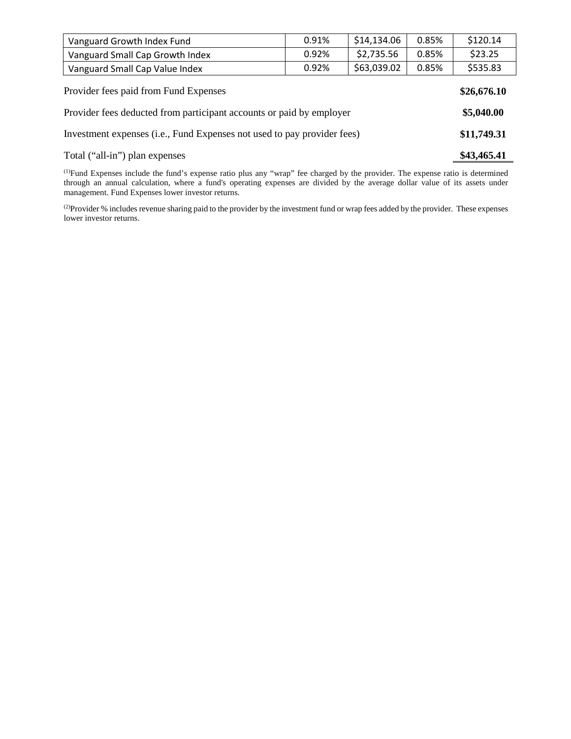| | | | | |
|---|---|---|---|---|
| Vanguard Growth Index Fund | 0.91% | $14,134.06 | 0.85% | $120.14 |
| Vanguard Small Cap Growth Index | 0.92% | $2,735.56 | 0.85% | $23.25 |
| Vanguard Small Cap Value Index | 0.92% | $63,039.02 | 0.85% | $535.83 |

| | |
|---|---|
| Provider fees paid from Fund Expenses | **$26,676.10** |
| Provider fees deducted from participant accounts or paid by employer | **$5,040.00** |
| Investment expenses (i.e., Fund Expenses not used to pay provider fees) | **$11,749.31** |
| Total ("all-in") plan expenses | **$43,465.41** |

(1)Fund Expenses include the fund's expense ratio plus any "wrap" fee charged by the provider. The expense ratio is determined through an annual calculation, where a fund's operating expenses are divided by the average dollar value of its assets under management. Fund Expenses lower investor returns.

(2)Provider % includes revenue sharing paid to the provider by the investment fund or wrap fees added by the provider. These expenses lower investor returns.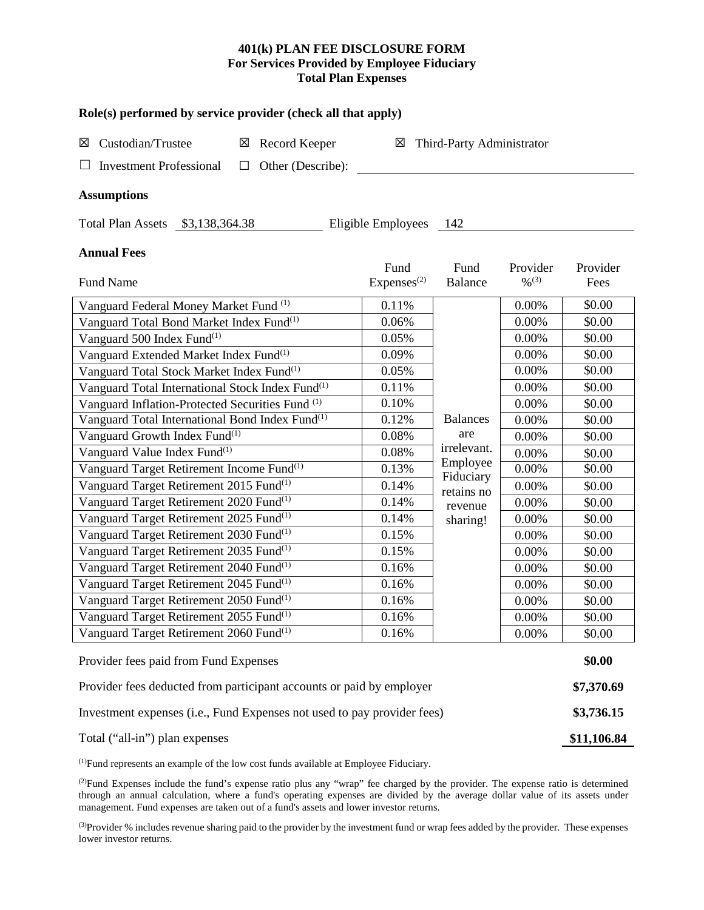**401(k) PLAN FEE DISCLOSURE FORM**
**For Services Provided by Employee Fiduciary**
**Total Plan Expenses**

### Role(s) performed by service provider (check all that apply)

☒ Custodian/Trustee ☒ Record Keeper ☒ Third-Party Administrator

☐ Investment Professional ☐ Other (Describe): ____________________

### Assumptions

Total Plan Assets $3,138,364.38 Eligible Employees 142

### Annual Fees

| Fund Name | Fund Expenses[2] | Fund Balance | Provider %[3] | Provider Fees |
|---|---|---|---|---|
| Vanguard Federal Money Market Fund [1] | 0.11% | Balances are irrelevant. Employee Fiduciary retains no revenue sharing! | 0.00% | $0.00 |
| Vanguard Total Bond Market Index Fund[1] | 0.06% | | 0.00% | $0.00 |
| Vanguard 500 Index Fund[1] | 0.05% | | 0.00% | $0.00 |
| Vanguard Extended Market Index Fund[1] | 0.09% | | 0.00% | $0.00 |
| Vanguard Total Stock Market Index Fund[1] | 0.05% | | 0.00% | $0.00 |
| Vanguard Total International Stock Index Fund[1] | 0.11% | | 0.00% | $0.00 |
| Vanguard Inflation-Protected Securities Fund [1] | 0.10% | | 0.00% | $0.00 |
| Vanguard Total International Bond Index Fund[1] | 0.12% | | 0.00% | $0.00 |
| Vanguard Growth Index Fund[1] | 0.08% | | 0.00% | $0.00 |
| Vanguard Value Index Fund[1] | 0.08% | | 0.00% | $0.00 |
| Vanguard Target Retirement Income Fund[1] | 0.13% | | 0.00% | $0.00 |
| Vanguard Target Retirement 2015 Fund[1] | 0.14% | | 0.00% | $0.00 |
| Vanguard Target Retirement 2020 Fund[1] | 0.14% | | 0.00% | $0.00 |
| Vanguard Target Retirement 2025 Fund[1] | 0.14% | | 0.00% | $0.00 |
| Vanguard Target Retirement 2030 Fund[1] | 0.15% | | 0.00% | $0.00 |
| Vanguard Target Retirement 2035 Fund[1] | 0.15% | | 0.00% | $0.00 |
| Vanguard Target Retirement 2040 Fund[1] | 0.16% | | 0.00% | $0.00 |
| Vanguard Target Retirement 2045 Fund[1] | 0.16% | | 0.00% | $0.00 |
| Vanguard Target Retirement 2050 Fund[1] | 0.16% | | 0.00% | $0.00 |
| Vanguard Target Retirement 2055 Fund[1] | 0.16% | | 0.00% | $0.00 |
| Vanguard Target Retirement 2060 Fund[1] | 0.16% | | 0.00% | $0.00 |

| | |
|---|---|
| Provider fees paid from Fund Expenses | **$0.00** |
| Provider fees deducted from participant accounts or paid by employer | **$7,370.69** |
| Investment expenses (i.e., Fund Expenses not used to pay provider fees) | **$3,736.15** |
| Total ("all-in") plan expenses | **$11,106.84** |

[1]Fund represents an example of the low cost funds available at Employee Fiduciary.

[2]Fund Expenses include the fund's expense ratio plus any "wrap" fee charged by the provider. The expense ratio is determined through an annual calculation, where a fund's operating expenses are divided by the average dollar value of its assets under management. Fund expenses are taken out of a fund's assets and lower investor returns.

[3]Provider % includes revenue sharing paid to the provider by the investment fund or wrap fees added by the provider. These expenses lower investor returns.